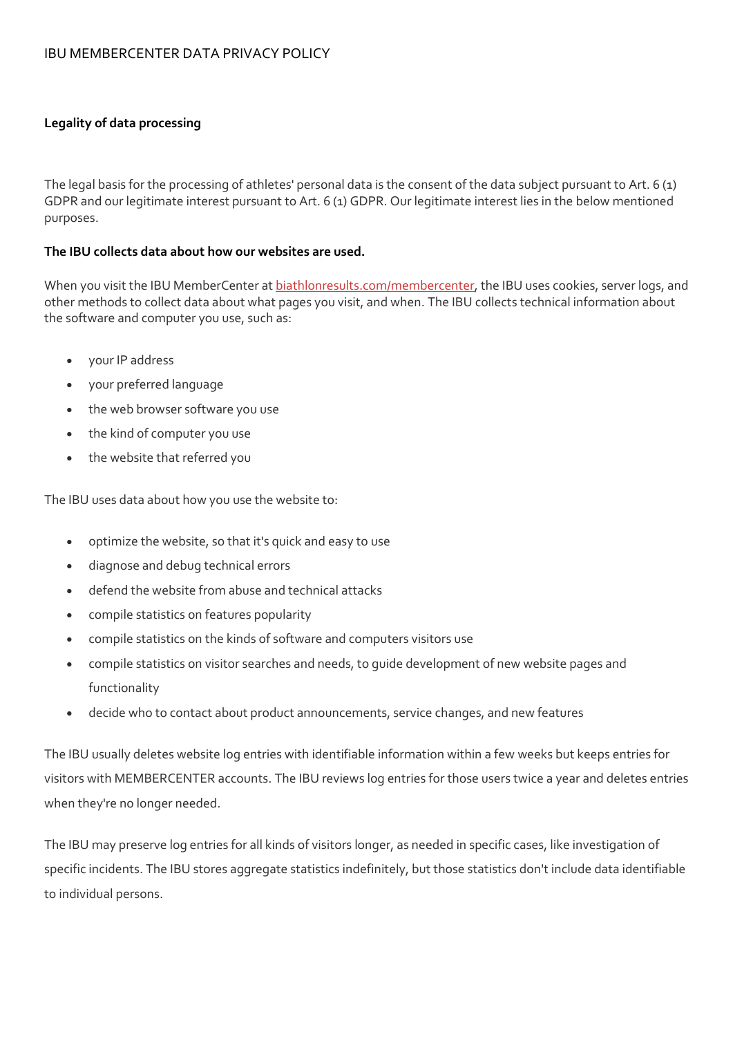# IBU MEMBERCENTER DATA PRIVACY POLICY

## Legality of data processing

The legal basis for the processing of athletes' personal data is the consent of the data subject pursuant to Art. 6 (1) GDPR and our legitimate interest pursuant to Art. 6 (1) GDPR. Our legitimate interest lies in the below mentioned purposes.

### The IBU collects data about how our websites are used.

When you visit the IBU MemberCenter at [biathlonresults.com/membercenter](biathlonresults.com/membercenter), the IBU uses cookies, server logs, and other methods to collect data about what pages you visit, and when. The IBU collects technical information about the software and computer you use, such as:

- your IP address
- your preferred language
- the web browser software you use
- the kind of computer you use
- the website that referred you

The IBU uses data about how you use the website to:

- optimize the website, so that it's quick and easy to use
- diagnose and debug technical errors
- defend the website from abuse and technical attacks
- compile statistics on features popularity
- compile statistics on the kinds of software and computers visitors use
- compile statistics on visitor searches and needs, to guide development of new website pages and functionality
- decide who to contact about product announcements, service changes, and new features

The IBU usually deletes website log entries with identifiable information within a few weeks but keeps entries for visitors with MEMBERCENTER accounts. The IBU reviews log entries for those users twice a year and deletes entries when they're no longer needed.

The IBU may preserve log entries for all kinds of visitors longer, as needed in specific cases, like investigation of specific incidents. The IBU stores aggregate statistics indefinitely, but those statistics don't include data identifiable to individual persons.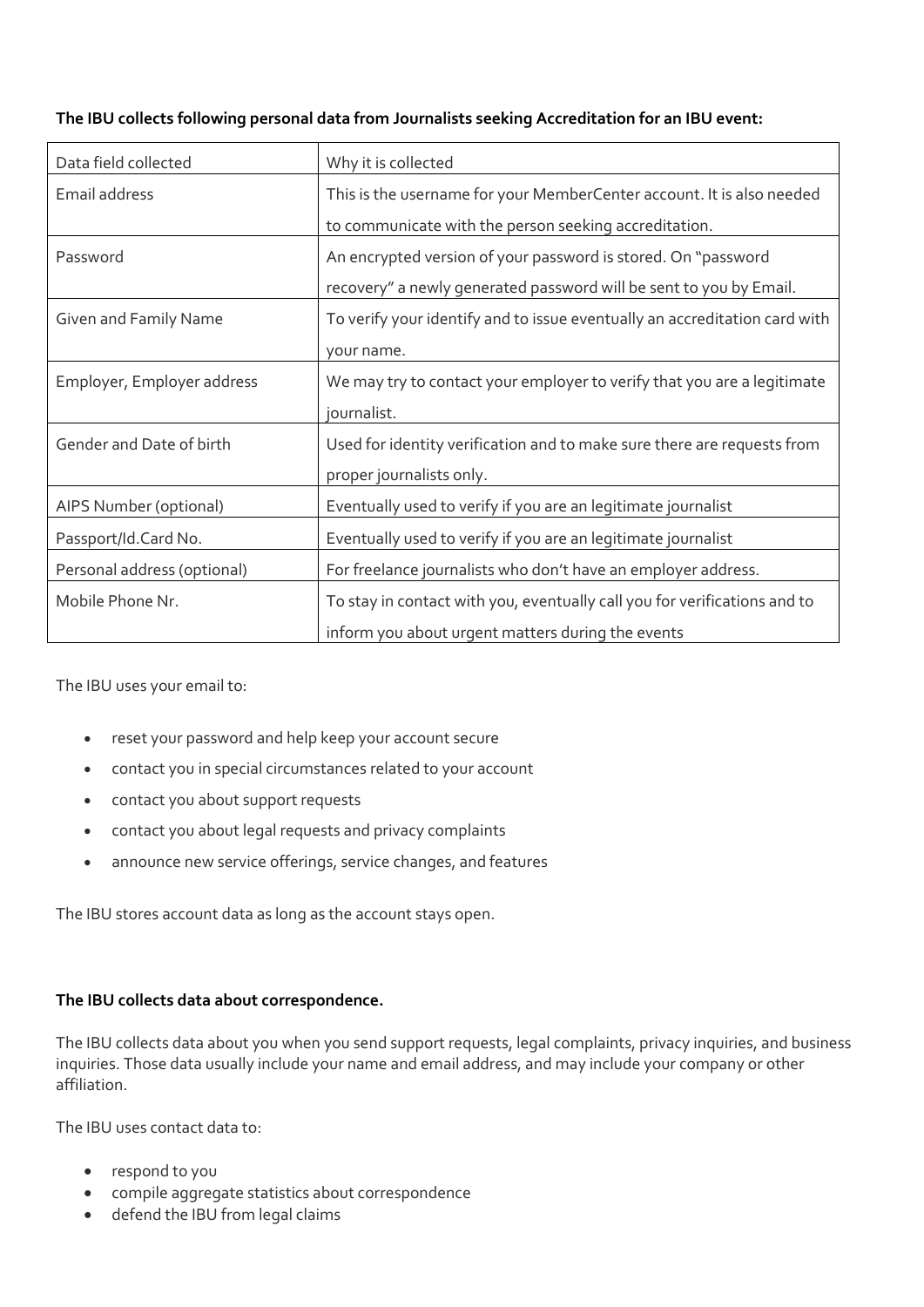**The IBU collects following personal data from Journalists seeking Accreditation for an IBU event:**

| Data field collected | Why it is collected |
|---|---|
| Email address | This is the username for your MemberCenter account. It is also needed to communicate with the person seeking accreditation. |
| Password | An encrypted version of your password is stored. On "password recovery" a newly generated password will be sent to you by Email. |
| Given and Family Name | To verify your identify and to issue eventually an accreditation card with your name. |
| Employer, Employer address | We may try to contact your employer to verify that you are a legitimate journalist. |
| Gender and Date of birth | Used for identity verification and to make sure there are requests from proper journalists only. |
| AIPS Number (optional) | Eventually used to verify if you are an legitimate journalist |
| Passport/Id.Card No. | Eventually used to verify if you are an legitimate journalist |
| Personal address (optional) | For freelance journalists who don't have an employer address. |
| Mobile Phone Nr. | To stay in contact with you, eventually call you for verifications and to inform you about urgent matters during the events |

The IBU uses your email to:

- reset your password and help keep your account secure
- contact you in special circumstances related to your account
- contact you about support requests
- contact you about legal requests and privacy complaints
- announce new service offerings, service changes, and features

The IBU stores account data as long as the account stays open.

**The IBU collects data about correspondence.**

The IBU collects data about you when you send support requests, legal complaints, privacy inquiries, and business inquiries. Those data usually include your name and email address, and may include your company or other affiliation.

The IBU uses contact data to:

- respond to you
- compile aggregate statistics about correspondence
- defend the IBU from legal claims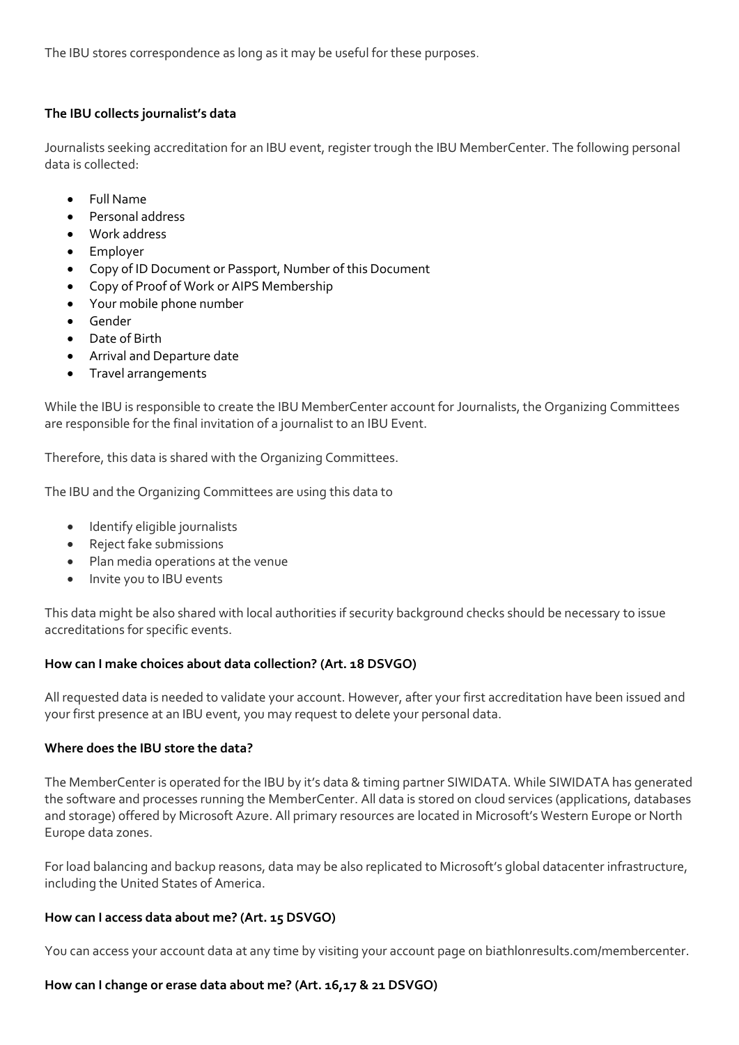The IBU stores correspondence as long as it may be useful for these purposes.

### The IBU collects journalist's data

Journalists seeking accreditation for an IBU event, register trough the IBU MemberCenter. The following personal data is collected:

- Full Name
- Personal address
- Work address
- Employer
- Copy of ID Document or Passport, Number of this Document
- Copy of Proof of Work or AIPS Membership
- Your mobile phone number
- Gender
- Date of Birth
- Arrival and Departure date
- Travel arrangements

While the IBU is responsible to create the IBU MemberCenter account for Journalists, the Organizing Committees are responsible for the final invitation of a journalist to an IBU Event.

Therefore, this data is shared with the Organizing Committees.

The IBU and the Organizing Committees are using this data to

- Identify eligible journalists
- Reject fake submissions
- Plan media operations at the venue
- Invite you to IBU events

This data might be also shared with local authorities if security background checks should be necessary to issue accreditations for specific events.

### How can I make choices about data collection? (Art. 18 DSVGO)

All requested data is needed to validate your account. However, after your first accreditation have been issued and your first presence at an IBU event, you may request to delete your personal data.

### Where does the IBU store the data?

The MemberCenter is operated for the IBU by it's data & timing partner SIWIDATA. While SIWIDATA has generated the software and processes running the MemberCenter. All data is stored on cloud services (applications, databases and storage) offered by Microsoft Azure. All primary resources are located in Microsoft's Western Europe or North Europe data zones.

For load balancing and backup reasons, data may be also replicated to Microsoft's global datacenter infrastructure, including the United States of America.

### How can I access data about me? (Art. 15 DSVGO)

You can access your account data at any time by visiting your account page on biathlonresults.com/membercenter.

### How can I change or erase data about me? (Art. 16,17 & 21 DSVGO)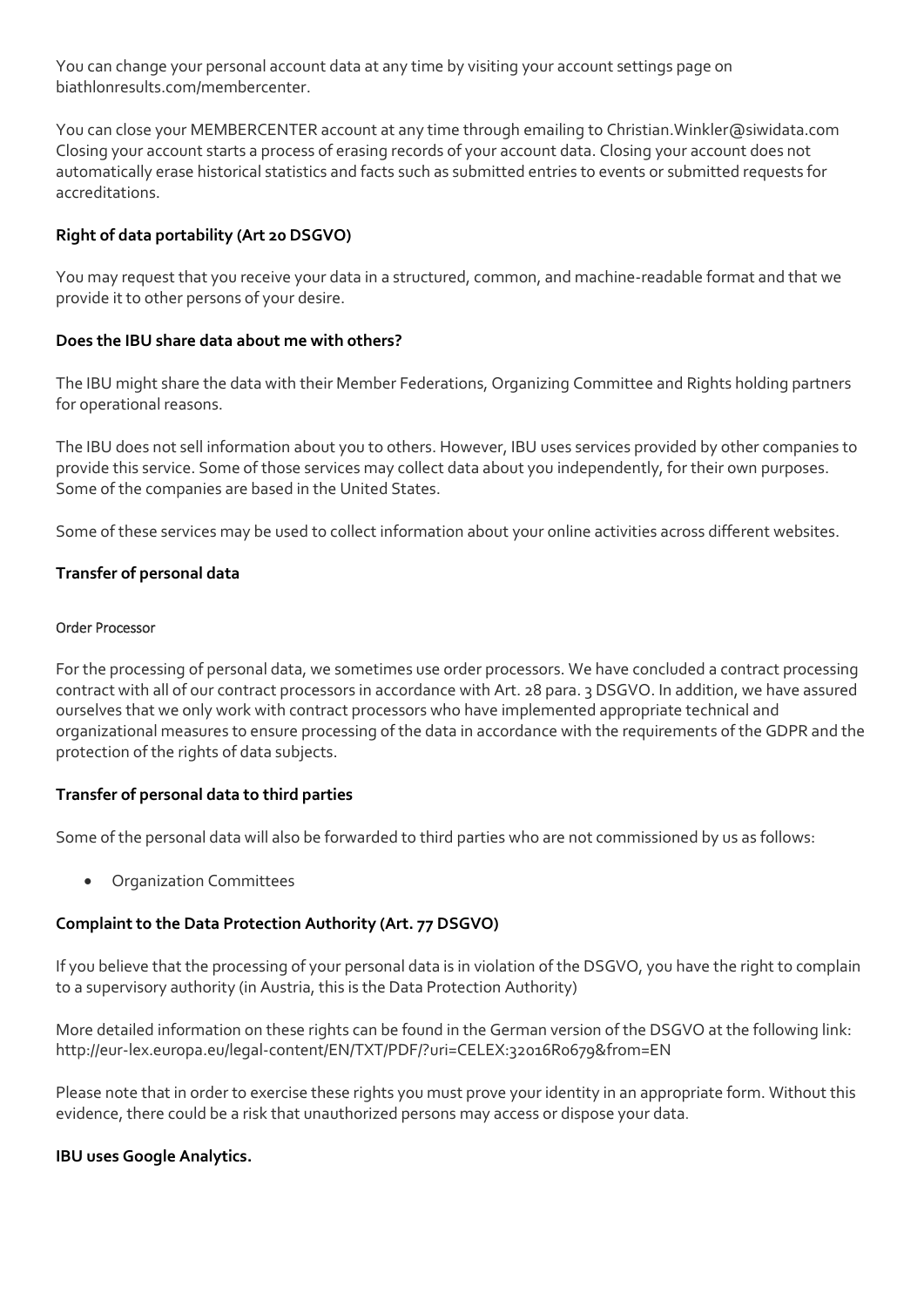You can change your personal account data at any time by visiting your account settings page on biathlonresults.com/membercenter.

You can close your MEMBERCENTER account at any time through emailing to Christian.Winkler@siwidata.com Closing your account starts a process of erasing records of your account data. Closing your account does not automatically erase historical statistics and facts such as submitted entries to events or submitted requests for accreditations.

### Right of data portability (Art 20 DSGVO)

You may request that you receive your data in a structured, common, and machine-readable format and that we provide it to other persons of your desire.

### Does the IBU share data about me with others?

The IBU might share the data with their Member Federations, Organizing Committee and Rights holding partners for operational reasons.

The IBU does not sell information about you to others. However, IBU uses services provided by other companies to provide this service. Some of those services may collect data about you independently, for their own purposes. Some of the companies are based in the United States.

Some of these services may be used to collect information about your online activities across different websites.

### Transfer of personal data

#### Order Processor

For the processing of personal data, we sometimes use order processors. We have concluded a contract processing contract with all of our contract processors in accordance with Art. 28 para. 3 DSGVO. In addition, we have assured ourselves that we only work with contract processors who have implemented appropriate technical and organizational measures to ensure processing of the data in accordance with the requirements of the GDPR and the protection of the rights of data subjects.

### Transfer of personal data to third parties

Some of the personal data will also be forwarded to third parties who are not commissioned by us as follows:

- Organization Committees

### Complaint to the Data Protection Authority (Art. 77 DSGVO)

If you believe that the processing of your personal data is in violation of the DSGVO, you have the right to complain to a supervisory authority (in Austria, this is the Data Protection Authority)

More detailed information on these rights can be found in the German version of the DSGVO at the following link: http://eur-lex.europa.eu/legal-content/EN/TXT/PDF/?uri=CELEX:32016R0679&from=EN

Please note that in order to exercise these rights you must prove your identity in an appropriate form. Without this evidence, there could be a risk that unauthorized persons may access or dispose your data.

### IBU uses Google Analytics.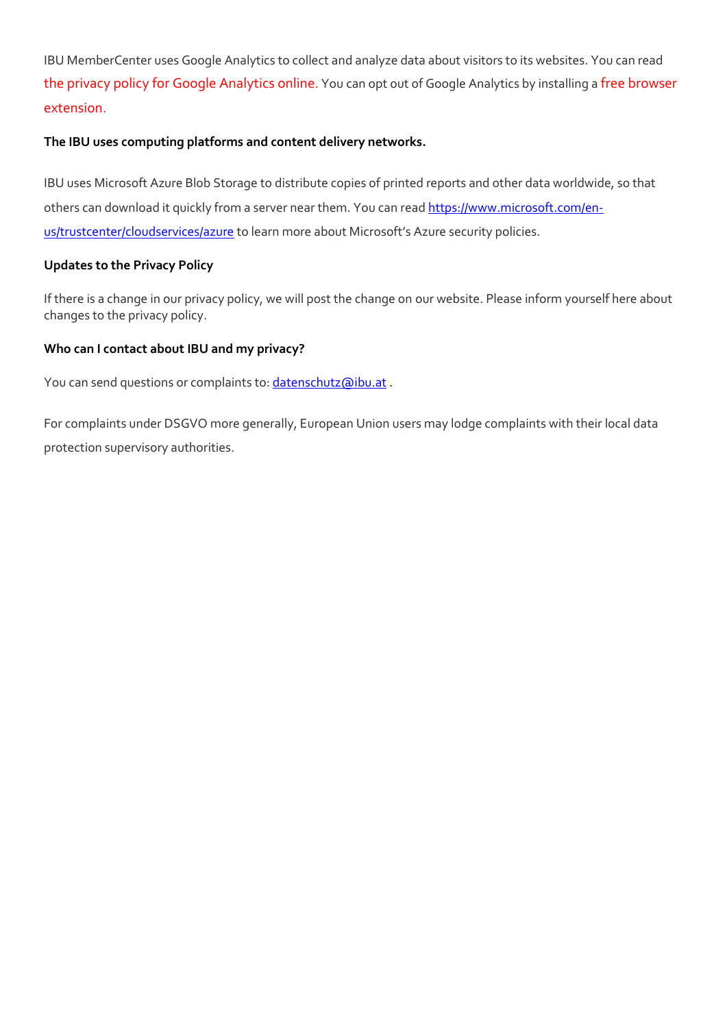IBU MemberCenter uses Google Analytics to collect and analyze data about visitors to its websites. You can read the privacy policy for Google Analytics online. You can opt out of Google Analytics by installing a free browser extension.

**The IBU uses computing platforms and content delivery networks.**

IBU uses Microsoft Azure Blob Storage to distribute copies of printed reports and other data worldwide, so that others can download it quickly from a server near them. You can read https://www.microsoft.com/en-us/trustcenter/cloudservices/azure to learn more about Microsoft's Azure security policies.

**Updates to the Privacy Policy**

If there is a change in our privacy policy, we will post the change on our website. Please inform yourself here about changes to the privacy policy.

**Who can I contact about IBU and my privacy?**

You can send questions or complaints to: datenschutz@ibu.at .

For complaints under DSGVO more generally, European Union users may lodge complaints with their local data protection supervisory authorities.